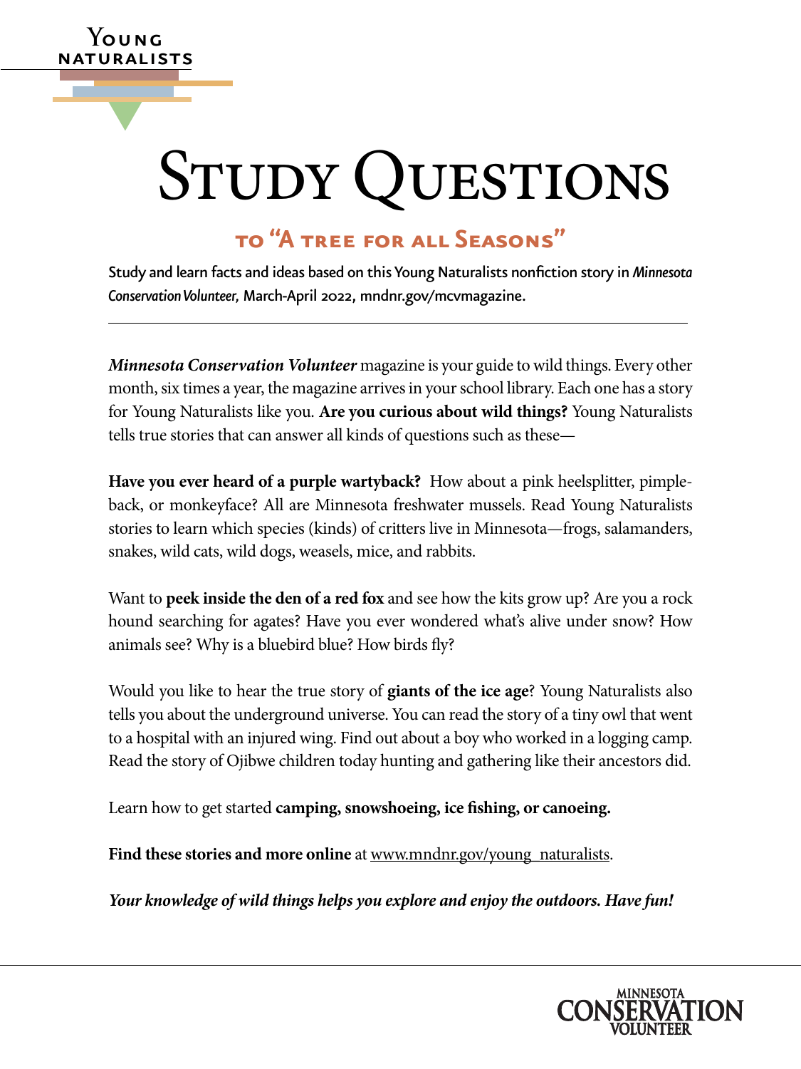Young Naturalists

# Study Questions

## to "A tree for all Seasons"

Study and learn facts and ideas based on this Young Naturalists nonfiction story in *Minnesota Conservation Volunteer*, March-April 2022, mndnr.gov/mcvmagazine.

---

***Minnesota Conservation Volunteer*** magazine is your guide to wild things. Every other month, six times a year, the magazine arrives in your school library. Each one has a story for Young Naturalists like you. **Are you curious about wild things?** Young Naturalists tells true stories that can answer all kinds of questions such as these—

**Have you ever heard of a purple wartyback?** How about a pink heelsplitter, pimpleback, or monkeyface? All are Minnesota freshwater mussels. Read Young Naturalists stories to learn which species (kinds) of critters live in Minnesota—frogs, salamanders, snakes, wild cats, wild dogs, weasels, mice, and rabbits.

Want to **peek inside the den of a red fox** and see how the kits grow up? Are you a rock hound searching for agates? Have you ever wondered what's alive under snow? How animals see? Why is a bluebird blue? How birds fly?

Would you like to hear the true story of **giants of the ice age**? Young Naturalists also tells you about the underground universe. You can read the story of a tiny owl that went to a hospital with an injured wing. Find out about a boy who worked in a logging camp. Read the story of Ojibwe children today hunting and gathering like their ancestors did.

Learn how to get started **camping, snowshoeing, ice fishing, or canoeing.**

**Find these stories and more online** at www.mndnr.gov/young_naturalists.

***Your knowledge of wild things helps you explore and enjoy the outdoors. Have fun!***

Minnesota Conservation Volunteer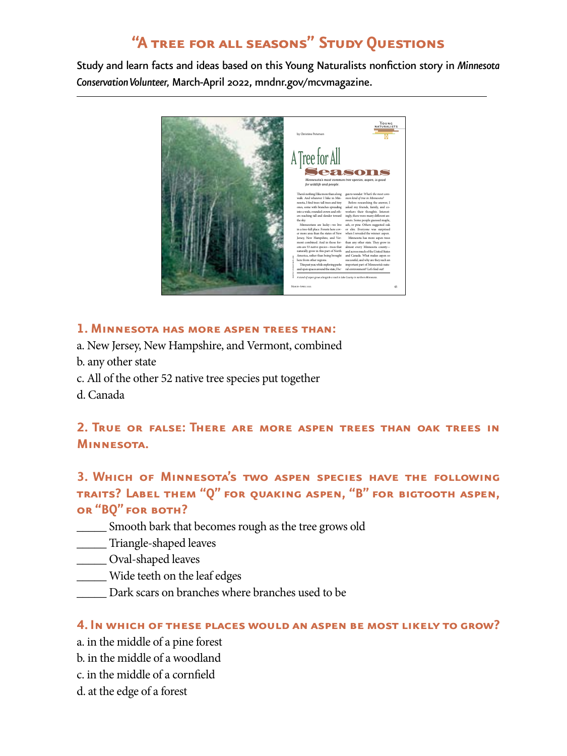# "A tree for all seasons" Study Questions

Study and learn facts and ideas based on this Young Naturalists nonfiction story in *Minnesota Conservation Volunteer*, March-April 2022, mndnr.gov/mcvmagazine.

---

### 1. Minnesota has more aspen trees than:

a. New Jersey, New Hampshire, and Vermont, combined
b. any other state
c. All of the other 52 native tree species put together
d. Canada

### 2. True or false: There are more aspen trees than oak trees in Minnesota.

### 3. Which of Minnesota's two aspen species have the following traits? Label them "Q" for quaking aspen, "B" for bigtooth aspen, or "BQ" for both?

_____ Smooth bark that becomes rough as the tree grows old
_____ Triangle-shaped leaves
_____ Oval-shaped leaves
_____ Wide teeth on the leaf edges
_____ Dark scars on branches where branches used to be

### 4. In which of these places would an aspen be most likely to grow?

a. in the middle of a pine forest
b. in the middle of a woodland
c. in the middle of a cornfield
d. at the edge of a forest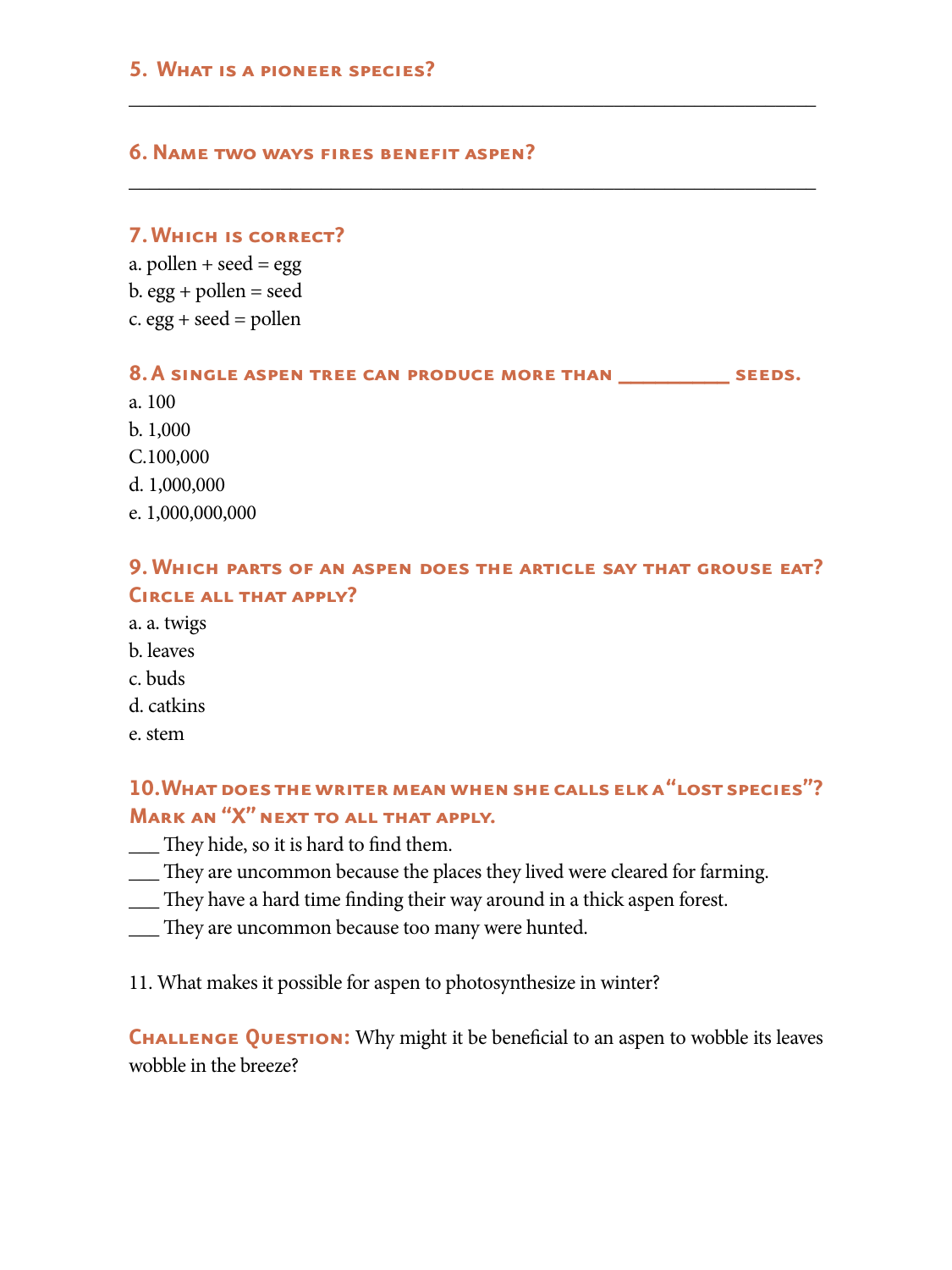### 5. What is a pioneer species?

\_\_\_\_\_\_\_\_\_\_\_\_\_\_\_\_\_\_\_\_\_\_\_\_\_\_\_\_\_\_\_\_\_\_\_\_\_\_\_\_\_\_\_\_\_\_\_\_\_\_\_\_\_\_\_\_\_\_\_\_\_\_\_\_\_\_

### 6. Name two ways fires benefit aspen?

\_\_\_\_\_\_\_\_\_\_\_\_\_\_\_\_\_\_\_\_\_\_\_\_\_\_\_\_\_\_\_\_\_\_\_\_\_\_\_\_\_\_\_\_\_\_\_\_\_\_\_\_\_\_\_\_\_\_\_\_\_\_\_\_\_\_

### 7. Which is correct?

a. pollen + seed = egg
b. egg + pollen = seed
c. egg + seed = pollen

### 8. A single aspen tree can produce more than __________ seeds.

a. 100
b. 1,000
C.100,000
d. 1,000,000
e. 1,000,000,000

### 9. Which parts of an aspen does the article say that grouse eat? Circle all that apply?

a. a. twigs
b. leaves
c. buds
d. catkins
e. stem

### 10. What does the writer mean when she calls elk a "lost species"? Mark an "X" next to all that apply.

___ They hide, so it is hard to find them.
___ They are uncommon because the places they lived were cleared for farming.
___ They have a hard time finding their way around in a thick aspen forest.
___ They are uncommon because too many were hunted.

11. What makes it possible for aspen to photosynthesize in winter?

**Challenge Question:** Why might it be beneficial to an aspen to wobble its leaves wobble in the breeze?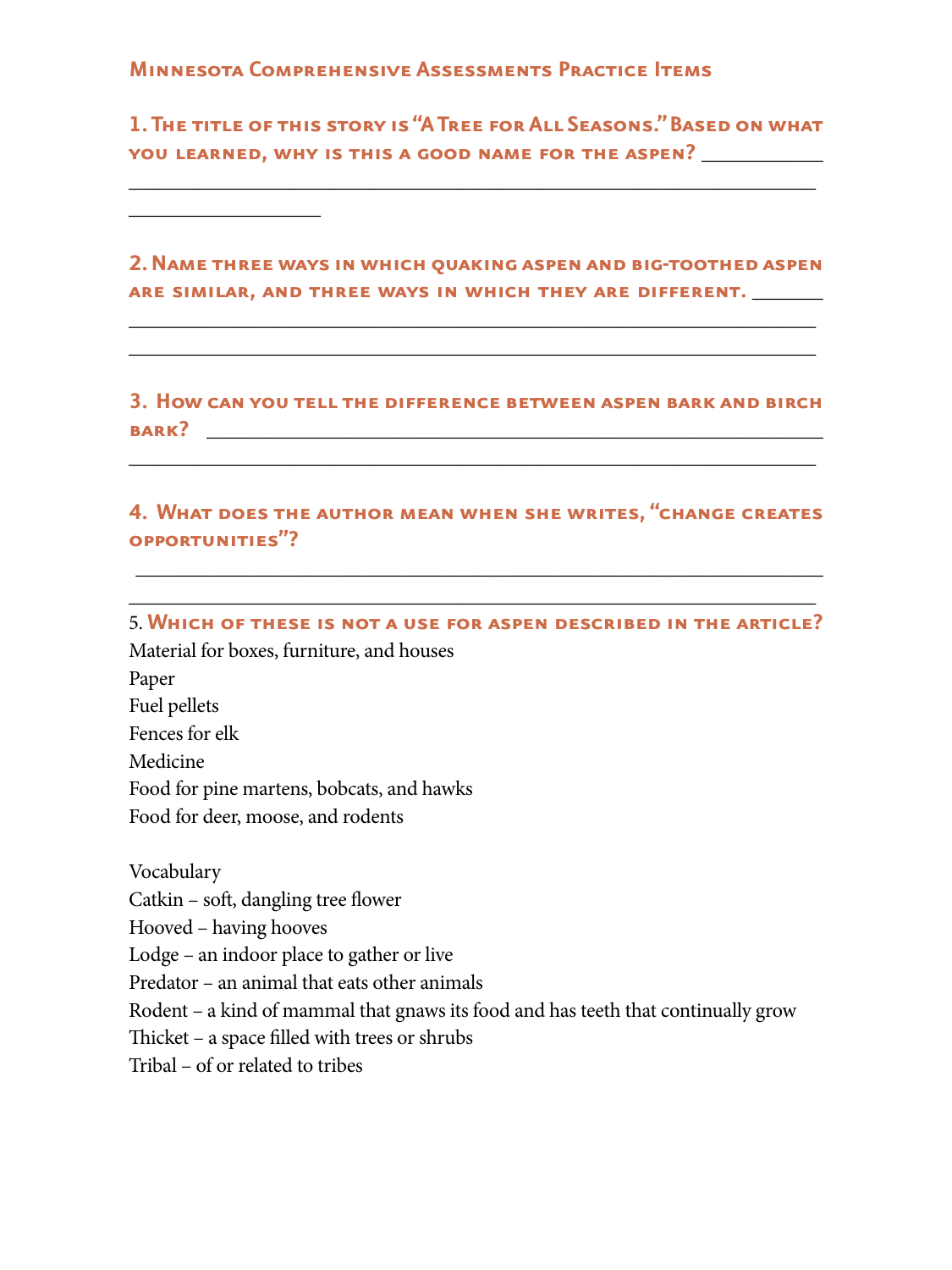## Minnesota Comprehensive Assessments Practice Items

**1. The title of this story is "A Tree for All Seasons." Based on what you learned, why is this a good name for the aspen?** ____________

______________________________________________________________________

____________________

**2. Name three ways in which quaking aspen and big-toothed aspen are similar, and three ways in which they are different.** ________

______________________________________________________________________

______________________________________________________________________

**3. How can you tell the difference between aspen bark and birch bark?** ______________________________________________________________

______________________________________________________________________

**4. What does the author mean when she writes, "change creates opportunities"?**

______________________________________________________________________

______________________________________________________________________

5. **Which of these is not a use for aspen described in the article?**

Material for boxes, furniture, and houses
Paper
Fuel pellets
Fences for elk
Medicine
Food for pine martens, bobcats, and hawks
Food for deer, moose, and rodents

Vocabulary

Catkin – soft, dangling tree flower
Hooved – having hooves
Lodge – an indoor place to gather or live
Predator – an animal that eats other animals
Rodent – a kind of mammal that gnaws its food and has teeth that continually grow
Thicket – a space filled with trees or shrubs
Tribal – of or related to tribes